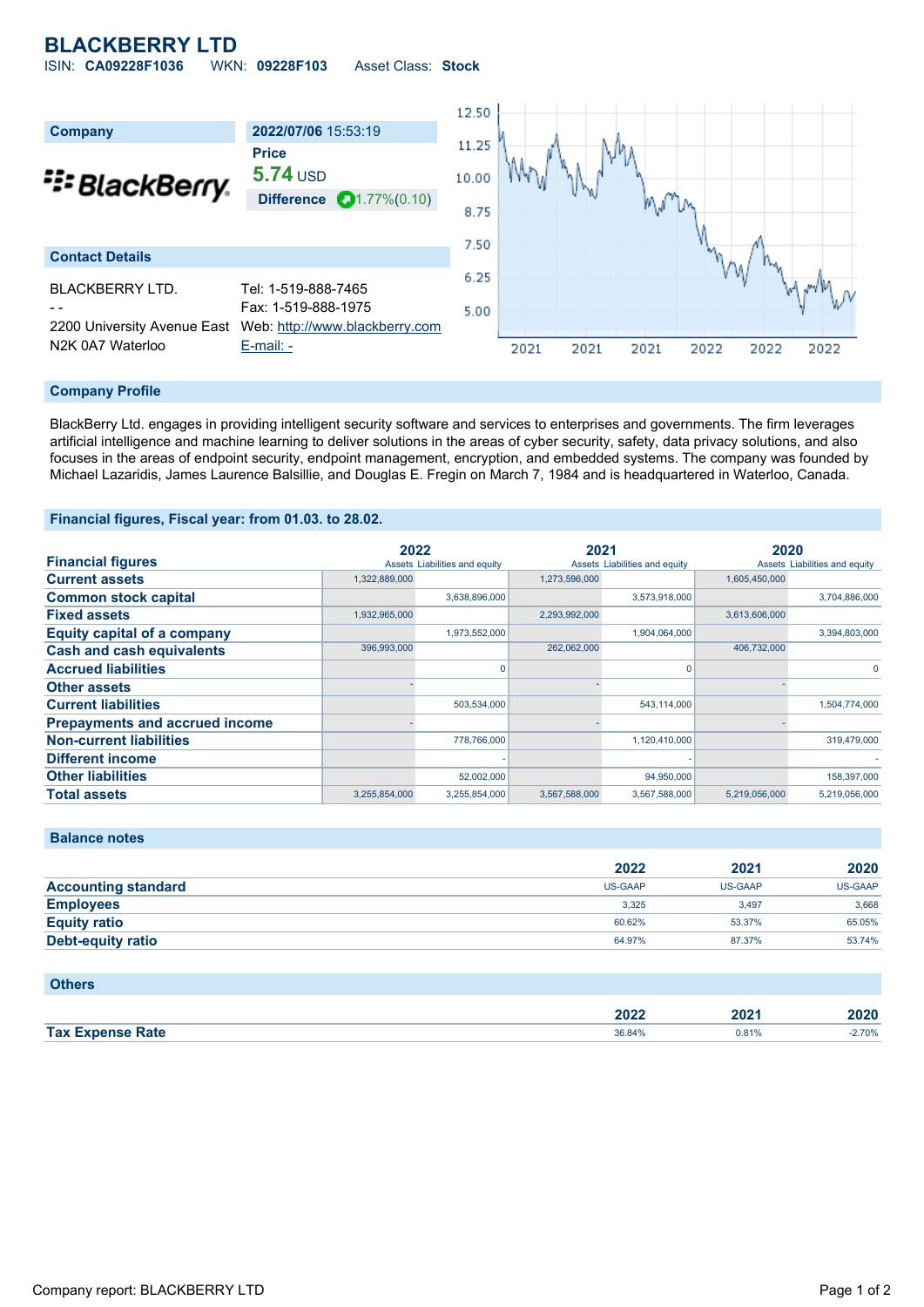# BLACKBERRY LTD

ISIN: **CA09228F1036** WKN: **09228F103** Asset Class: **Stock**

| Company | 2022/07/06 15:53:19 |
|---|---|
| BlackBerry | Price |
| | **5.74** USD |
| | Difference 1.77%(0.10) |

## Contact Details

BLACKBERRY LTD.
- -
2200 University Avenue East
N2K 0A7 Waterloo

Tel: 1-519-888-7465
Fax: 1-519-888-1975
Web: http://www.blackberry.com
E-mail: -

## Company Profile

BlackBerry Ltd. engages in providing intelligent security software and services to enterprises and governments. The firm leverages artificial intelligence and machine learning to deliver solutions in the areas of cyber security, safety, data privacy solutions, and also focuses in the areas of endpoint security, endpoint management, encryption, and embedded systems. The company was founded by Michael Lazaridis, James Laurence Balsillie, and Douglas E. Fregin on March 7, 1984 and is headquartered in Waterloo, Canada.

## Financial figures, Fiscal year: from 01.03. to 28.02.

| Financial figures | 2022 Assets | 2022 Liabilities and equity | 2021 Assets | 2021 Liabilities and equity | 2020 Assets | 2020 Liabilities and equity |
|---|---|---|---|---|---|---|
| **Current assets** | 1,322,889,000 | | 1,273,596,000 | | 1,605,450,000 | |
| **Common stock capital** | | 3,638,896,000 | | 3,573,918,000 | | 3,704,886,000 |
| **Fixed assets** | 1,932,965,000 | | 2,293,992,000 | | 3,613,606,000 | |
| **Equity capital of a company** | | 1,973,552,000 | | 1,904,064,000 | | 3,394,803,000 |
| **Cash and cash equivalents** | 396,993,000 | | 262,062,000 | | 406,732,000 | |
| **Accrued liabilities** | | 0 | | 0 | | 0 |
| **Other assets** | - | | - | | - | |
| **Current liabilities** | | 503,534,000 | | 543,114,000 | | 1,504,774,000 |
| **Prepayments and accrued income** | - | | - | | - | |
| **Non-current liabilities** | | 778,766,000 | | 1,120,410,000 | | 319,479,000 |
| **Different income** | | - | | - | | - |
| **Other liabilities** | | 52,002,000 | | 94,950,000 | | 158,397,000 |
| **Total assets** | 3,255,854,000 | 3,255,854,000 | 3,567,588,000 | 3,567,588,000 | 5,219,056,000 | 5,219,056,000 |

## Balance notes

| | 2022 | 2021 | 2020 |
|---|---|---|---|
| **Accounting standard** | US-GAAP | US-GAAP | US-GAAP |
| **Employees** | 3,325 | 3,497 | 3,668 |
| **Equity ratio** | 60.62% | 53.37% | 65.05% |
| **Debt-equity ratio** | 64.97% | 87.37% | 53.74% |

## Others

| | 2022 | 2021 | 2020 |
|---|---|---|---|
| **Tax Expense Rate** | 36.84% | 0.81% | -2.70% |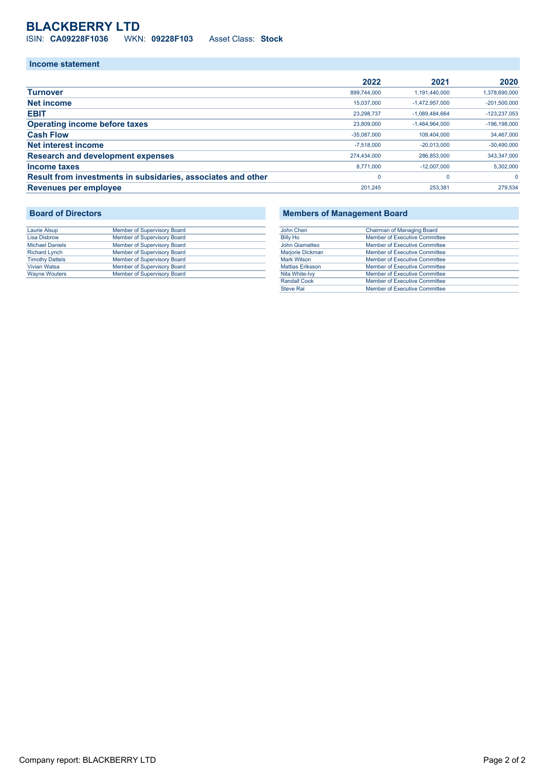# BLACKBERRY LTD

ISIN: **CA09228F1036** WKN: **09228F103** Asset Class: **Stock**

## Income statement

| | 2022 | 2021 | 2020 |
|---|---|---|---|
| **Turnover** | 899,744,000 | 1,191,440,000 | 1,378,690,000 |
| **Net income** | 15,037,000 | -1,472,957,000 | -201,500,000 |
| **EBIT** | 23,298,737 | -1,089,484,664 | -123,237,053 |
| **Operating income before taxes** | 23,809,000 | -1,484,964,000 | -196,198,000 |
| **Cash Flow** | -35,087,000 | 109,404,000 | 34,467,000 |
| **Net interest income** | -7,518,000 | -20,013,000 | -30,490,000 |
| **Research and development expenses** | 274,434,000 | 286,853,000 | 343,347,000 |
| **Income taxes** | 8,771,000 | -12,007,000 | 5,302,000 |
| **Result from investments in subsidaries, associates and other** | 0 | 0 | 0 |
| **Revenues per employee** | 201,245 | 253,381 | 279,534 |

## Board of Directors

| | |
|---|---|
| Laurie Alsup | Member of Supervisory Board |
| Lisa Disbrow | Member of Supervisory Board |
| Michael Daniels | Member of Supervisory Board |
| Richard Lynch | Member of Supervisory Board |
| Timothy Dattels | Member of Supervisory Board |
| Vivian Watsa | Member of Supervisory Board |
| Wayne Wouters | Member of Supervisory Board |

## Members of Management Board

| | |
|---|---|
| John Chen | Chairman of Managing Board |
| Billy Ho | Member of Executive Committee |
| John Giamatteo | Member of Executive Committee |
| Marjorie Dickman | Member of Executive Committee |
| Mark Wilson | Member of Executive Committee |
| Mattias Eriksson | Member of Executive Committee |
| Nita White-Ivy | Member of Executive Committee |
| Randall Cook | Member of Executive Committee |
| Steve Rai | Member of Executive Committee |